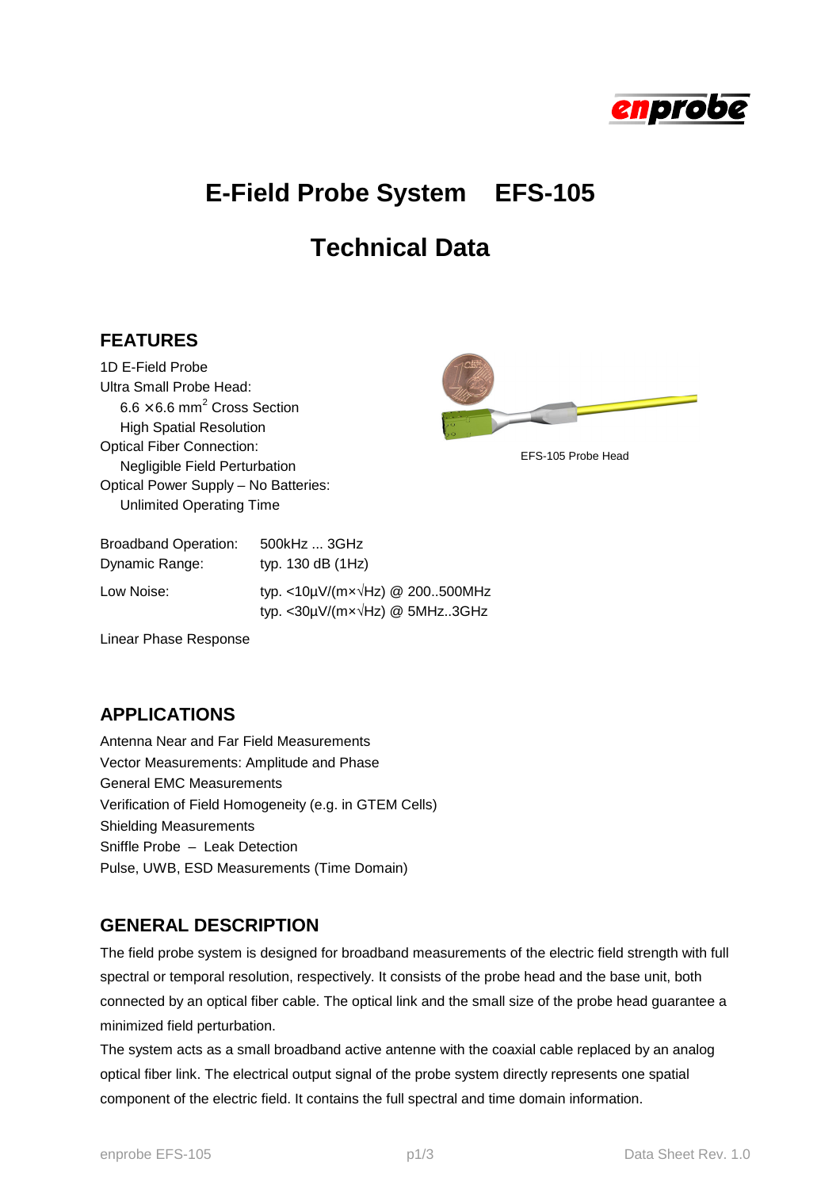# E-Field Probe System  EFS-105

# Technical Data

## FEATURES

1D E-Field Probe
Ultra Small Probe Head:
  $6.6 \times 6.6$ mm$^2$ Cross Section
  High Spatial Resolution
Optical Fiber Connection:
  Negligible Field Perturbation
Optical Power Supply – No Batteries:
  Unlimited Operating Time

EFS-105 Probe Head

| | |
|---|---|
| Broadband Operation: | 500kHz ... 3GHz |
| Dynamic Range: | typ. 130 dB (1Hz) |
| Low Noise: | typ. <10µV/(m×√Hz) @ 200..500MHz<br>typ. <30µV/(m×√Hz) @ 5MHz..3GHz |

Linear Phase Response

## APPLICATIONS

Antenna Near and Far Field Measurements
Vector Measurements: Amplitude and Phase
General EMC Measurements
Verification of Field Homogeneity (e.g. in GTEM Cells)
Shielding Measurements
Sniffle Probe – Leak Detection
Pulse, UWB, ESD Measurements (Time Domain)

## GENERAL DESCRIPTION

The field probe system is designed for broadband measurements of the electric field strength with full spectral or temporal resolution, respectively. It consists of the probe head and the base unit, both connected by an optical fiber cable. The optical link and the small size of the probe head guarantee a minimized field perturbation.
The system acts as a small broadband active antenne with the coaxial cable replaced by an analog optical fiber link. The electrical output signal of the probe system directly represents one spatial component of the electric field. It contains the full spectral and time domain information.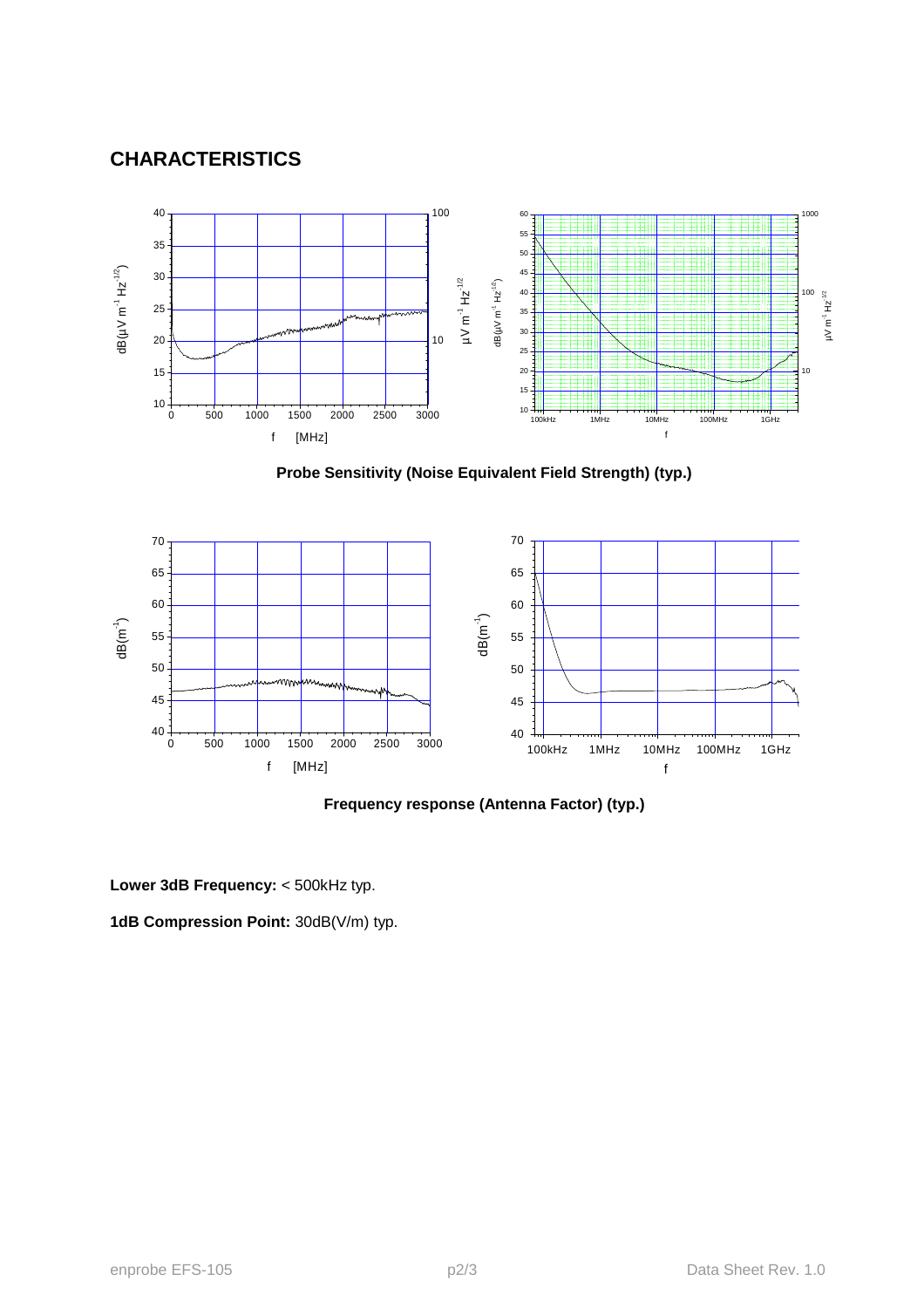## CHARACTERISTICS

**Probe Sensitivity (Noise Equivalent Field Strength) (typ.)**

**Frequency response (Antenna Factor) (typ.)**

**Lower 3dB Frequency:** < 500kHz typ.

**1dB Compression Point:** 30dB(V/m) typ.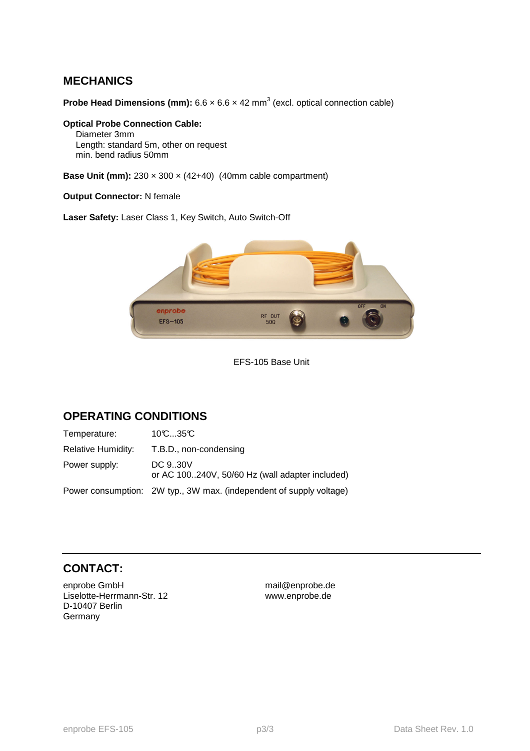## MECHANICS

**Probe Head Dimensions (mm):** 6.6 × 6.6 × 42 $mm^3$ (excl. optical connection cable)

**Optical Probe Connection Cable:**
Diameter 3mm
Length: standard 5m, other on request
min. bend radius 50mm

**Base Unit (mm):** 230 × 300 × (42+40) (40mm cable compartment)

**Output Connector:** N female

**Laser Safety:** Laser Class 1, Key Switch, Auto Switch-Off

EFS-105 Base Unit

## OPERATING CONDITIONS

| | |
|---|---|
| Temperature: | 10℃...35℃ |
| Relative Humidity: | T.B.D., non-condensing |
| Power supply: | DC 9..30V<br>or AC 100..240V, 50/60 Hz (wall adapter included) |
| Power consumption: | 2W typ., 3W max. (independent of supply voltage) |

## CONTACT:

enprobe GmbH
Liselotte-Herrmann-Str. 12
D-10407 Berlin
Germany

mail@enprobe.de
www.enprobe.de